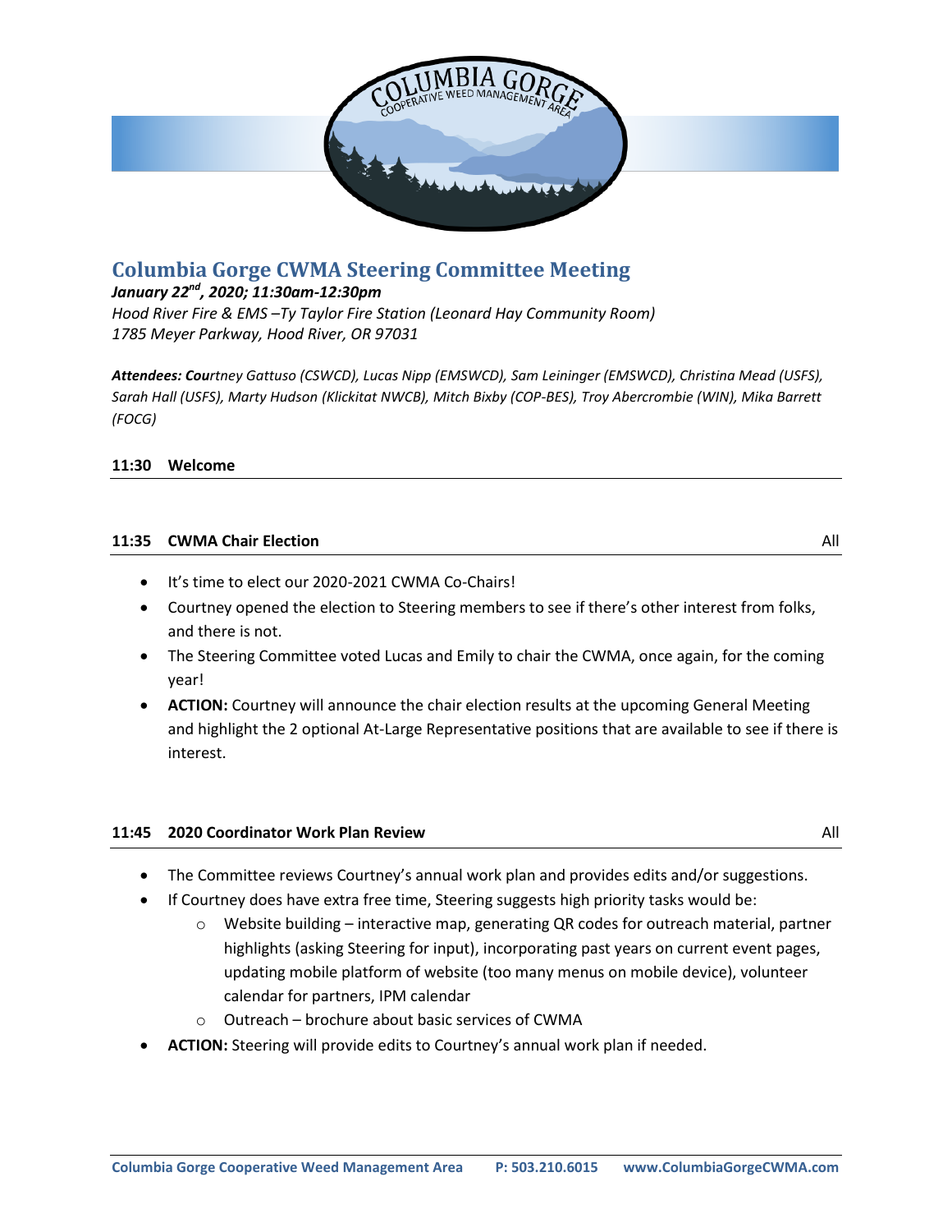# Columbia Gorge CWMA Steering Committee Meeting

***January 22nd, 2020; 11:30am-12:30pm***

*Hood River Fire & EMS –Ty Taylor Fire Station (Leonard Hay Community Room)*

*1785 Meyer Parkway, Hood River, OR 97031*

***Attendees: Cou****rtney Gattuso (CSWCD), Lucas Nipp (EMSWCD), Sam Leininger (EMSWCD), Christina Mead (USFS), Sarah Hall (USFS), Marty Hudson (Klickitat NWCB), Mitch Bixby (COP-BES), Troy Abercrombie (WIN), Mika Barrett (FOCG)*

## 11:30 Welcome

## 11:35 CWMA Chair Election — All

- It's time to elect our 2020-2021 CWMA Co-Chairs!
- Courtney opened the election to Steering members to see if there's other interest from folks, and there is not.
- The Steering Committee voted Lucas and Emily to chair the CWMA, once again, for the coming year!
- **ACTION:** Courtney will announce the chair election results at the upcoming General Meeting and highlight the 2 optional At-Large Representative positions that are available to see if there is interest.

## 11:45 2020 Coordinator Work Plan Review — All

- The Committee reviews Courtney's annual work plan and provides edits and/or suggestions.
- If Courtney does have extra free time, Steering suggests high priority tasks would be:
  - Website building – interactive map, generating QR codes for outreach material, partner highlights (asking Steering for input), incorporating past years on current event pages, updating mobile platform of website (too many menus on mobile device), volunteer calendar for partners, IPM calendar
  - Outreach – brochure about basic services of CWMA
- **ACTION:** Steering will provide edits to Courtney's annual work plan if needed.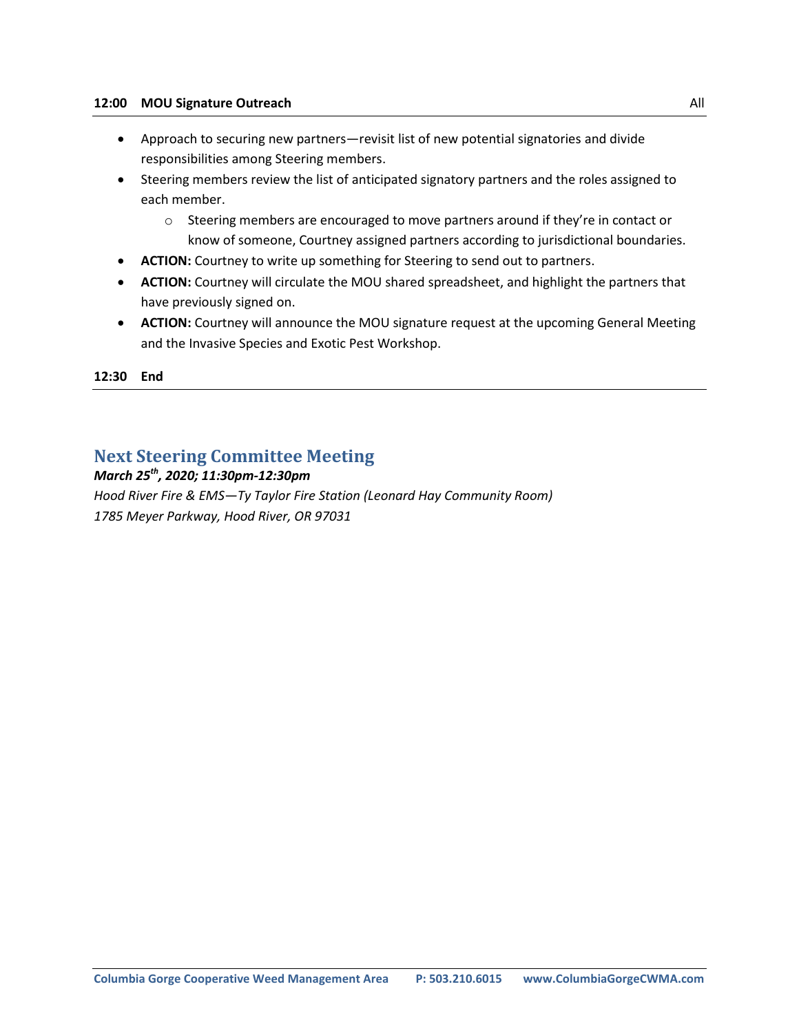**12:00 MOU Signature Outreach** All

- Approach to securing new partners—revisit list of new potential signatories and divide responsibilities among Steering members.
- Steering members review the list of anticipated signatory partners and the roles assigned to each member.
  - Steering members are encouraged to move partners around if they're in contact or know of someone, Courtney assigned partners according to jurisdictional boundaries.
- **ACTION:** Courtney to write up something for Steering to send out to partners.
- **ACTION:** Courtney will circulate the MOU shared spreadsheet, and highlight the partners that have previously signed on.
- **ACTION:** Courtney will announce the MOU signature request at the upcoming General Meeting and the Invasive Species and Exotic Pest Workshop.

**12:30 End**

## Next Steering Committee Meeting

***March 25th, 2020; 11:30pm-12:30pm***

*Hood River Fire & EMS—Ty Taylor Fire Station (Leonard Hay Community Room)*
*1785 Meyer Parkway, Hood River, OR 97031*